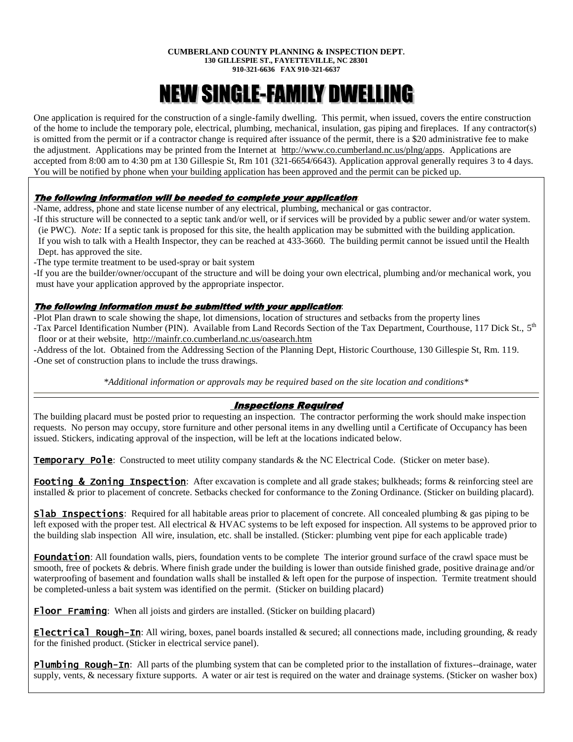**CUMBERLAND COUNTY PLANNING & INSPECTION DEPT.**
**130 GILLESPIE ST., FAYETTEVILLE, NC 28301**
**910-321-6636 FAX 910-321-6637**

# NEW SINGLE-FAMILY DWELLING

One application is required for the construction of a single-family dwelling. This permit, when issued, covers the entire construction of the home to include the temporary pole, electrical, plumbing, mechanical, insulation, gas piping and fireplaces. If any contractor(s) is omitted from the permit or if a contractor change is required after issuance of the permit, there is a $20 administrative fee to make the adjustment. Applications may be printed from the Internet at http://www.co.cumberland.nc.us/plng/apps. Applications are accepted from 8:00 am to 4:30 pm at 130 Gillespie St, Rm 101 (321-6654/6643). Application approval generally requires 3 to 4 days. You will be notified by phone when your building application has been approved and the permit can be picked up.

***The following information will be needed to complete your application*:**

- Name, address, phone and state license number of any electrical, plumbing, mechanical or gas contractor.
- If this structure will be connected to a septic tank and/or well, or if services will be provided by a public sewer and/or water system. (ie PWC). *Note:* If a septic tank is proposed for this site, the health application may be submitted with the building application. If you wish to talk with a Health Inspector, they can be reached at 433-3660. The building permit cannot be issued until the Health Dept. has approved the site.
- The type termite treatment to be used-spray or bait system
- If you are the builder/owner/occupant of the structure and will be doing your own electrical, plumbing and/or mechanical work, you must have your application approved by the appropriate inspector.

***The following information must be submitted with your application*:**

- Plot Plan drawn to scale showing the shape, lot dimensions, location of structures and setbacks from the property lines
- Tax Parcel Identification Number (PIN). Available from Land Records Section of the Tax Department, Courthouse, 117 Dick St., 5th floor or at their website, http://mainfr.co.cumberland.nc.us/oasearch.htm
- Address of the lot. Obtained from the Addressing Section of the Planning Dept, Historic Courthouse, 130 Gillespie St, Rm. 119.
- One set of construction plans to include the truss drawings.

*\*Additional information or approvals may be required based on the site location and conditions\**

## ***Inspections Required***

The building placard must be posted prior to requesting an inspection. The contractor performing the work should make inspection requests. No person may occupy, store furniture and other personal items in any dwelling until a Certificate of Occupancy has been issued. Stickers, indicating approval of the inspection, will be left at the locations indicated below.

**Temporary Pole**: Constructed to meet utility company standards & the NC Electrical Code. (Sticker on meter base).

**Footing & Zoning Inspection**: After excavation is complete and all grade stakes; bulkheads; forms & reinforcing steel are installed & prior to placement of concrete. Setbacks checked for conformance to the Zoning Ordinance. (Sticker on building placard).

**Slab Inspections**: Required for all habitable areas prior to placement of concrete. All concealed plumbing & gas piping to be left exposed with the proper test. All electrical & HVAC systems to be left exposed for inspection. All systems to be approved prior to the building slab inspection All wire, insulation, etc. shall be installed. (Sticker: plumbing vent pipe for each applicable trade)

**Foundation**: All foundation walls, piers, foundation vents to be complete The interior ground surface of the crawl space must be smooth, free of pockets & debris. Where finish grade under the building is lower than outside finished grade, positive drainage and/or waterproofing of basement and foundation walls shall be installed & left open for the purpose of inspection. Termite treatment should be completed-unless a bait system was identified on the permit. (Sticker on building placard)

**Floor Framing**: When all joists and girders are installed. (Sticker on building placard)

**Electrical Rough-In**: All wiring, boxes, panel boards installed & secured; all connections made, including grounding, & ready for the finished product. (Sticker in electrical service panel).

**Plumbing Rough-In**: All parts of the plumbing system that can be completed prior to the installation of fixtures--drainage, water supply, vents, & necessary fixture supports. A water or air test is required on the water and drainage systems. (Sticker on washer box)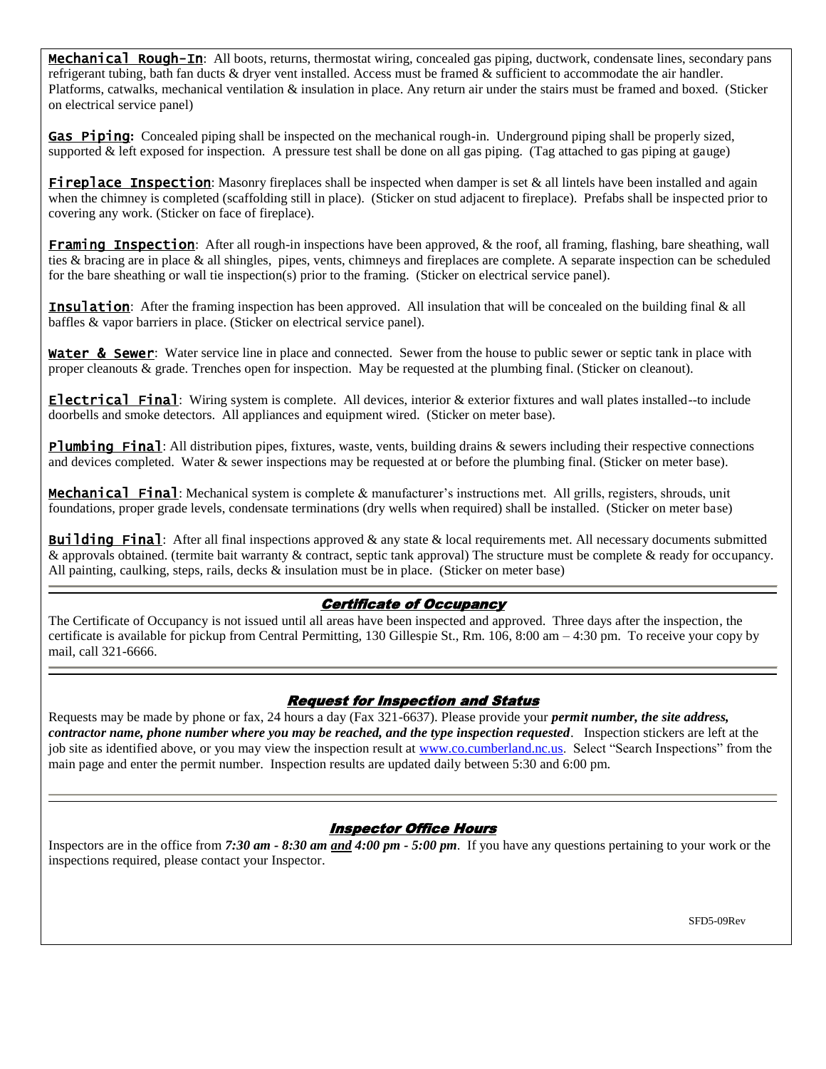**Mechanical Rough-In**: All boots, returns, thermostat wiring, concealed gas piping, ductwork, condensate lines, secondary pans refrigerant tubing, bath fan ducts & dryer vent installed. Access must be framed & sufficient to accommodate the air handler. Platforms, catwalks, mechanical ventilation & insulation in place. Any return air under the stairs must be framed and boxed. (Sticker on electrical service panel)

**Gas Piping:** Concealed piping shall be inspected on the mechanical rough-in. Underground piping shall be properly sized, supported & left exposed for inspection. A pressure test shall be done on all gas piping. (Tag attached to gas piping at gauge)

**Fireplace Inspection**: Masonry fireplaces shall be inspected when damper is set & all lintels have been installed and again when the chimney is completed (scaffolding still in place). (Sticker on stud adjacent to fireplace). Prefabs shall be inspected prior to covering any work. (Sticker on face of fireplace).

**Framing Inspection**: After all rough-in inspections have been approved, & the roof, all framing, flashing, bare sheathing, wall ties & bracing are in place & all shingles, pipes, vents, chimneys and fireplaces are complete. A separate inspection can be scheduled for the bare sheathing or wall tie inspection(s) prior to the framing. (Sticker on electrical service panel).

**Insulation**: After the framing inspection has been approved. All insulation that will be concealed on the building final & all baffles & vapor barriers in place. (Sticker on electrical service panel).

**Water & Sewer**: Water service line in place and connected. Sewer from the house to public sewer or septic tank in place with proper cleanouts & grade. Trenches open for inspection. May be requested at the plumbing final. (Sticker on cleanout).

**Electrical Final**: Wiring system is complete. All devices, interior & exterior fixtures and wall plates installed--to include doorbells and smoke detectors. All appliances and equipment wired. (Sticker on meter base).

**Plumbing Final**: All distribution pipes, fixtures, waste, vents, building drains & sewers including their respective connections and devices completed. Water & sewer inspections may be requested at or before the plumbing final. (Sticker on meter base).

**Mechanical Final**: Mechanical system is complete & manufacturer's instructions met. All grills, registers, shrouds, unit foundations, proper grade levels, condensate terminations (dry wells when required) shall be installed. (Sticker on meter base)

**Building Final**: After all final inspections approved & any state & local requirements met. All necessary documents submitted & approvals obtained. (termite bait warranty & contract, septic tank approval) The structure must be complete & ready for occupancy. All painting, caulking, steps, rails, decks & insulation must be in place. (Sticker on meter base)

## *Certificate of Occupancy*

The Certificate of Occupancy is not issued until all areas have been inspected and approved. Three days after the inspection, the certificate is available for pickup from Central Permitting, 130 Gillespie St., Rm. 106, 8:00 am – 4:30 pm. To receive your copy by mail, call 321-6666.

## *Request for Inspection and Status*

Requests may be made by phone or fax, 24 hours a day (Fax 321-6637). Please provide your ***permit number, the site address, contractor name, phone number where you may be reached, and the type inspection requested***. Inspection stickers are left at the job site as identified above, or you may view the inspection result at www.co.cumberland.nc.us. Select "Search Inspections" from the main page and enter the permit number. Inspection results are updated daily between 5:30 and 6:00 pm.

## *Inspector Office Hours*

Inspectors are in the office from ***7:30 am - 8:30 am and 4:00 pm - 5:00 pm***. If you have any questions pertaining to your work or the inspections required, please contact your Inspector.

SFD5-09Rev